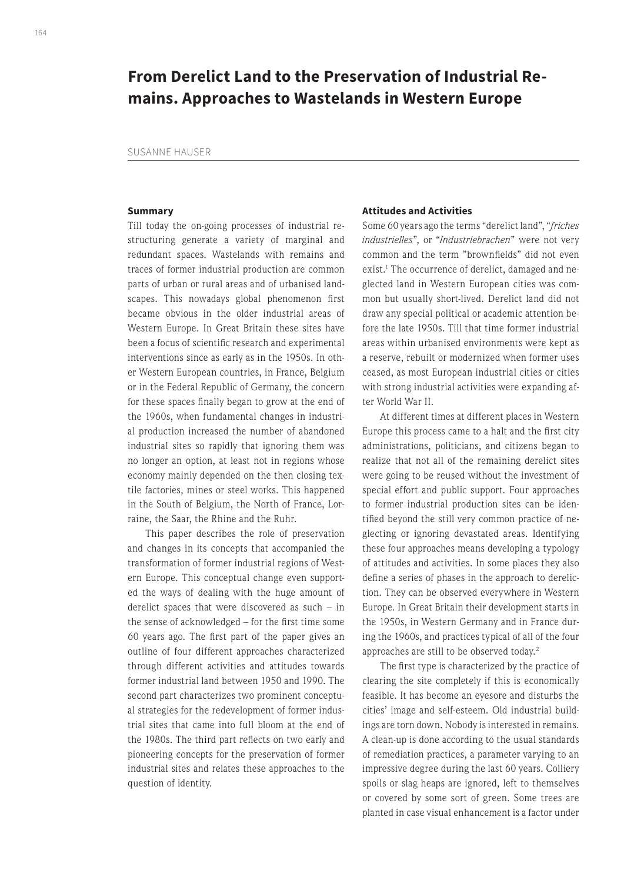# From Derelict Land to the Preservation of Industrial Remains. Approaches to Wastelands in Western Europe

SUSANNE HAUSER

### Summary

Till today the on-going processes of industrial restructuring generate a variety of marginal and redundant spaces. Wastelands with remains and traces of former industrial production are common parts of urban or rural areas and of urbanised landscapes. This nowadays global phenomenon first became obvious in the older industrial areas of Western Europe. In Great Britain these sites have been a focus of scientific research and experimental interventions since as early as in the 1950s. In other Western European countries, in France, Belgium or in the Federal Republic of Germany, the concern for these spaces finally began to grow at the end of the 1960s, when fundamental changes in industrial production increased the number of abandoned industrial sites so rapidly that ignoring them was no longer an option, at least not in regions whose economy mainly depended on the then closing textile factories, mines or steel works. This happened in the South of Belgium, the North of France, Lorraine, the Saar, the Rhine and the Ruhr.

This paper describes the role of preservation and changes in its concepts that accompanied the transformation of former industrial regions of Western Europe. This conceptual change even supported the ways of dealing with the huge amount of derelict spaces that were discovered as such – in the sense of acknowledged – for the first time some 60 years ago. The first part of the paper gives an outline of four different approaches characterized through different activities and attitudes towards former industrial land between 1950 and 1990. The second part characterizes two prominent conceptual strategies for the redevelopment of former industrial sites that came into full bloom at the end of the 1980s. The third part reflects on two early and pioneering concepts for the preservation of former industrial sites and relates these approaches to the question of identity.

### Attitudes and Activities

Some 60 years ago the terms "derelict land", "*friches industrielles*", or "*Industriebrachen*" were not very common and the term "brownfields" did not even exist.[1] The occurrence of derelict, damaged and neglected land in Western European cities was common but usually short-lived. Derelict land did not draw any special political or academic attention before the late 1950s. Till that time former industrial areas within urbanised environments were kept as a reserve, rebuilt or modernized when former uses ceased, as most European industrial cities or cities with strong industrial activities were expanding after World War II.

At different times at different places in Western Europe this process came to a halt and the first city administrations, politicians, and citizens began to realize that not all of the remaining derelict sites were going to be reused without the investment of special effort and public support. Four approaches to former industrial production sites can be identified beyond the still very common practice of neglecting or ignoring devastated areas. Identifying these four approaches means developing a typology of attitudes and activities. In some places they also define a series of phases in the approach to dereliction. They can be observed everywhere in Western Europe. In Great Britain their development starts in the 1950s, in Western Germany and in France during the 1960s, and practices typical of all of the four approaches are still to be observed today.[2]

The first type is characterized by the practice of clearing the site completely if this is economically feasible. It has become an eyesore and disturbs the cities' image and self-esteem. Old industrial buildings are torn down. Nobody is interested in remains. A clean-up is done according to the usual standards of remediation practices, a parameter varying to an impressive degree during the last 60 years. Colliery spoils or slag heaps are ignored, left to themselves or covered by some sort of green. Some trees are planted in case visual enhancement is a factor under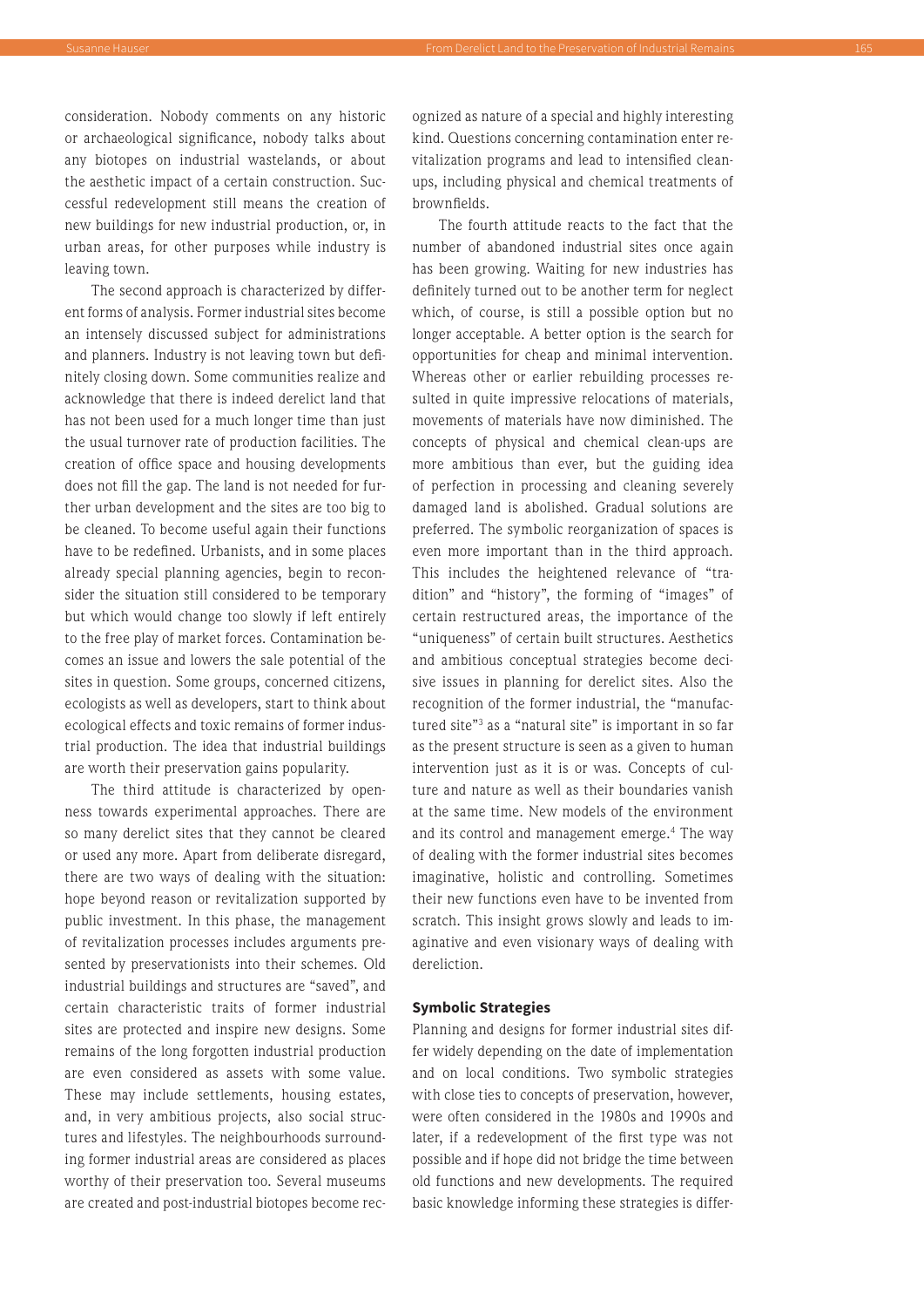consideration. Nobody comments on any historic or archaeological significance, nobody talks about any biotopes on industrial wastelands, or about the aesthetic impact of a certain construction. Successful redevelopment still means the creation of new buildings for new industrial production, or, in urban areas, for other purposes while industry is leaving town.

The second approach is characterized by different forms of analysis. Former industrial sites become an intensely discussed subject for administrations and planners. Industry is not leaving town but definitely closing down. Some communities realize and acknowledge that there is indeed derelict land that has not been used for a much longer time than just the usual turnover rate of production facilities. The creation of office space and housing developments does not fill the gap. The land is not needed for further urban development and the sites are too big to be cleaned. To become useful again their functions have to be redefined. Urbanists, and in some places already special planning agencies, begin to reconsider the situation still considered to be temporary but which would change too slowly if left entirely to the free play of market forces. Contamination becomes an issue and lowers the sale potential of the sites in question. Some groups, concerned citizens, ecologists as well as developers, start to think about ecological effects and toxic remains of former industrial production. The idea that industrial buildings are worth their preservation gains popularity.

The third attitude is characterized by openness towards experimental approaches. There are so many derelict sites that they cannot be cleared or used any more. Apart from deliberate disregard, there are two ways of dealing with the situation: hope beyond reason or revitalization supported by public investment. In this phase, the management of revitalization processes includes arguments presented by preservationists into their schemes. Old industrial buildings and structures are "saved", and certain characteristic traits of former industrial sites are protected and inspire new designs. Some remains of the long forgotten industrial production are even considered as assets with some value. These may include settlements, housing estates, and, in very ambitious projects, also social structures and lifestyles. The neighbourhoods surrounding former industrial areas are considered as places worthy of their preservation too. Several museums are created and post-industrial biotopes become recognized as nature of a special and highly interesting kind. Questions concerning contamination enter revitalization programs and lead to intensified clean-ups, including physical and chemical treatments of brownfields.

The fourth attitude reacts to the fact that the number of abandoned industrial sites once again has been growing. Waiting for new industries has definitely turned out to be another term for neglect which, of course, is still a possible option but no longer acceptable. A better option is the search for opportunities for cheap and minimal intervention. Whereas other or earlier rebuilding processes resulted in quite impressive relocations of materials, movements of materials have now diminished. The concepts of physical and chemical clean-ups are more ambitious than ever, but the guiding idea of perfection in processing and cleaning severely damaged land is abolished. Gradual solutions are preferred. The symbolic reorganization of spaces is even more important than in the third approach. This includes the heightened relevance of "tradition" and "history", the forming of "images" of certain restructured areas, the importance of the "uniqueness" of certain built structures. Aesthetics and ambitious conceptual strategies become decisive issues in planning for derelict sites. Also the recognition of the former industrial, the "manufactured site"[3] as a "natural site" is important in so far as the present structure is seen as a given to human intervention just as it is or was. Concepts of culture and nature as well as their boundaries vanish at the same time. New models of the environment and its control and management emerge.[4] The way of dealing with the former industrial sites becomes imaginative, holistic and controlling. Sometimes their new functions even have to be invented from scratch. This insight grows slowly and leads to imaginative and even visionary ways of dealing with dereliction.

## Symbolic Strategies

Planning and designs for former industrial sites differ widely depending on the date of implementation and on local conditions. Two symbolic strategies with close ties to concepts of preservation, however, were often considered in the 1980s and 1990s and later, if a redevelopment of the first type was not possible and if hope did not bridge the time between old functions and new developments. The required basic knowledge informing these strategies is differ-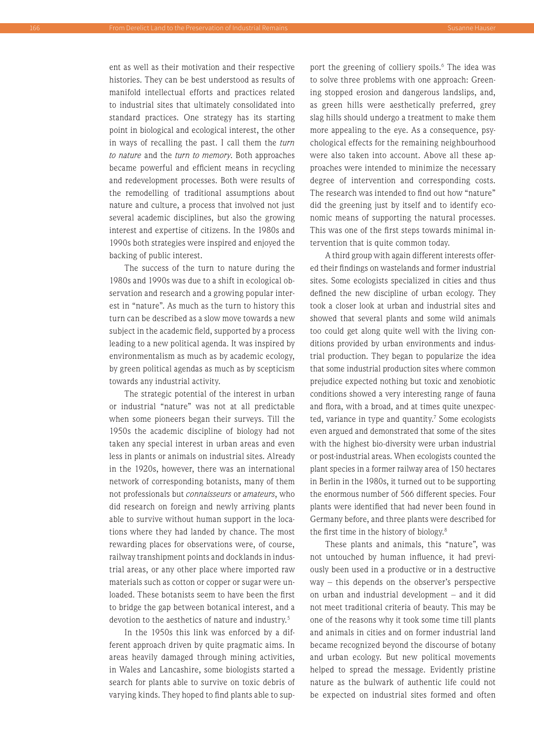ent as well as their motivation and their respective histories. They can be best understood as results of manifold intellectual efforts and practices related to industrial sites that ultimately consolidated into standard practices. One strategy has its starting point in biological and ecological interest, the other in ways of recalling the past. I call them the *turn to nature* and the *turn to memory*. Both approaches became powerful and efficient means in recycling and redevelopment processes. Both were results of the remodelling of traditional assumptions about nature and culture, a process that involved not just several academic disciplines, but also the growing interest and expertise of citizens. In the 1980s and 1990s both strategies were inspired and enjoyed the backing of public interest.

The success of the turn to nature during the 1980s and 1990s was due to a shift in ecological observation and research and a growing popular interest in "nature". As much as the turn to history this turn can be described as a slow move towards a new subject in the academic field, supported by a process leading to a new political agenda. It was inspired by environmentalism as much as by academic ecology, by green political agendas as much as by scepticism towards any industrial activity.

The strategic potential of the interest in urban or industrial "nature" was not at all predictable when some pioneers began their surveys. Till the 1950s the academic discipline of biology had not taken any special interest in urban areas and even less in plants or animals on industrial sites. Already in the 1920s, however, there was an international network of corresponding botanists, many of them not professionals but *connaisseurs* or *amateurs*, who did research on foreign and newly arriving plants able to survive without human support in the locations where they had landed by chance. The most rewarding places for observations were, of course, railway transhipment points and docklands in industrial areas, or any other place where imported raw materials such as cotton or copper or sugar were unloaded. These botanists seem to have been the first to bridge the gap between botanical interest, and a devotion to the aesthetics of nature and industry.[5]

In the 1950s this link was enforced by a different approach driven by quite pragmatic aims. In areas heavily damaged through mining activities, in Wales and Lancashire, some biologists started a search for plants able to survive on toxic debris of varying kinds. They hoped to find plants able to support the greening of colliery spoils.[6] The idea was to solve three problems with one approach: Greening stopped erosion and dangerous landslips, and, as green hills were aesthetically preferred, grey slag hills should undergo a treatment to make them more appealing to the eye. As a consequence, psychological effects for the remaining neighbourhood were also taken into account. Above all these approaches were intended to minimize the necessary degree of intervention and corresponding costs. The research was intended to find out how "nature" did the greening just by itself and to identify economic means of supporting the natural processes. This was one of the first steps towards minimal intervention that is quite common today.

A third group with again different interests offered their findings on wastelands and former industrial sites. Some ecologists specialized in cities and thus defined the new discipline of urban ecology. They took a closer look at urban and industrial sites and showed that several plants and some wild animals too could get along quite well with the living conditions provided by urban environments and industrial production. They began to popularize the idea that some industrial production sites where common prejudice expected nothing but toxic and xenobiotic conditions showed a very interesting range of fauna and flora, with a broad, and at times quite unexpected, variance in type and quantity.[7] Some ecologists even argued and demonstrated that some of the sites with the highest bio-diversity were urban industrial or post-industrial areas. When ecologists counted the plant species in a former railway area of 150 hectares in Berlin in the 1980s, it turned out to be supporting the enormous number of 566 different species. Four plants were identified that had never been found in Germany before, and three plants were described for the first time in the history of biology.[8]

These plants and animals, this "nature", was not untouched by human influence, it had previously been used in a productive or in a destructive way – this depends on the observer's perspective on urban and industrial development – and it did not meet traditional criteria of beauty. This may be one of the reasons why it took some time till plants and animals in cities and on former industrial land became recognized beyond the discourse of botany and urban ecology. But new political movements helped to spread the message. Evidently pristine nature as the bulwark of authentic life could not be expected on industrial sites formed and often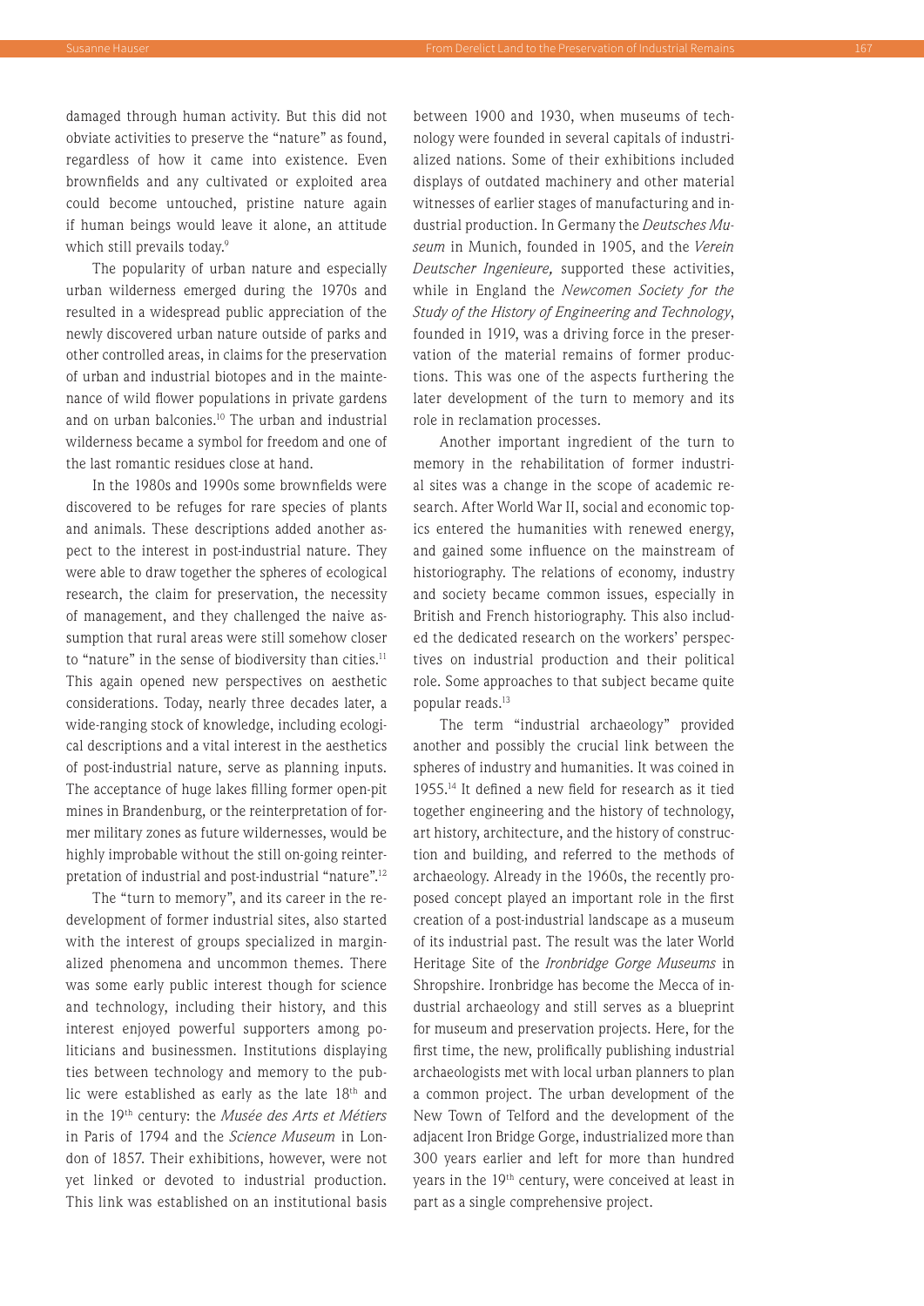damaged through human activity. But this did not obviate activities to preserve the "nature" as found, regardless of how it came into existence. Even brownfields and any cultivated or exploited area could become untouched, pristine nature again if human beings would leave it alone, an attitude which still prevails today.[9]

The popularity of urban nature and especially urban wilderness emerged during the 1970s and resulted in a widespread public appreciation of the newly discovered urban nature outside of parks and other controlled areas, in claims for the preservation of urban and industrial biotopes and in the maintenance of wild flower populations in private gardens and on urban balconies.[10] The urban and industrial wilderness became a symbol for freedom and one of the last romantic residues close at hand.

In the 1980s and 1990s some brownfields were discovered to be refuges for rare species of plants and animals. These descriptions added another aspect to the interest in post-industrial nature. They were able to draw together the spheres of ecological research, the claim for preservation, the necessity of management, and they challenged the naive assumption that rural areas were still somehow closer to "nature" in the sense of biodiversity than cities.[11] This again opened new perspectives on aesthetic considerations. Today, nearly three decades later, a wide-ranging stock of knowledge, including ecological descriptions and a vital interest in the aesthetics of post-industrial nature, serve as planning inputs. The acceptance of huge lakes filling former open-pit mines in Brandenburg, or the reinterpretation of former military zones as future wildernesses, would be highly improbable without the still on-going reinterpretation of industrial and post-industrial "nature".[12]

The "turn to memory", and its career in the redevelopment of former industrial sites, also started with the interest of groups specialized in marginalized phenomena and uncommon themes. There was some early public interest though for science and technology, including their history, and this interest enjoyed powerful supporters among politicians and businessmen. Institutions displaying ties between technology and memory to the public were established as early as the late 18th and in the 19th century: the *Musée des Arts et Métiers* in Paris of 1794 and the *Science Museum* in London of 1857. Their exhibitions, however, were not yet linked or devoted to industrial production. This link was established on an institutional basis between 1900 and 1930, when museums of technology were founded in several capitals of industrialized nations. Some of their exhibitions included displays of outdated machinery and other material witnesses of earlier stages of manufacturing and industrial production. In Germany the *Deutsches Museum* in Munich, founded in 1905, and the *Verein Deutscher Ingenieure,* supported these activities, while in England the *Newcomen Society for the Study of the History of Engineering and Technology*, founded in 1919, was a driving force in the preservation of the material remains of former productions. This was one of the aspects furthering the later development of the turn to memory and its role in reclamation processes.

Another important ingredient of the turn to memory in the rehabilitation of former industrial sites was a change in the scope of academic research. After World War II, social and economic topics entered the humanities with renewed energy, and gained some influence on the mainstream of historiography. The relations of economy, industry and society became common issues, especially in British and French historiography. This also included the dedicated research on the workers' perspectives on industrial production and their political role. Some approaches to that subject became quite popular reads.[13]

The term "industrial archaeology" provided another and possibly the crucial link between the spheres of industry and humanities. It was coined in 1955.[14] It defined a new field for research as it tied together engineering and the history of technology, art history, architecture, and the history of construction and building, and referred to the methods of archaeology. Already in the 1960s, the recently proposed concept played an important role in the first creation of a post-industrial landscape as a museum of its industrial past. The result was the later World Heritage Site of the *Ironbridge Gorge Museums* in Shropshire. Ironbridge has become the Mecca of industrial archaeology and still serves as a blueprint for museum and preservation projects. Here, for the first time, the new, prolifically publishing industrial archaeologists met with local urban planners to plan a common project. The urban development of the New Town of Telford and the development of the adjacent Iron Bridge Gorge, industrialized more than 300 years earlier and left for more than hundred years in the 19th century, were conceived at least in part as a single comprehensive project.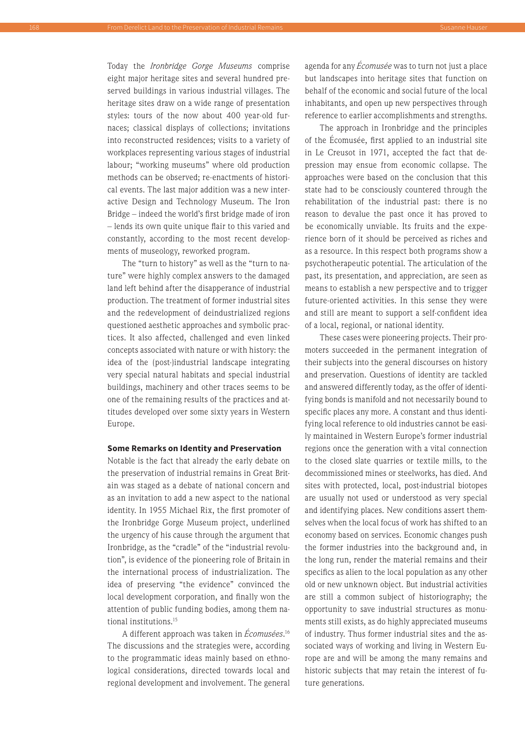Today the *Ironbridge Gorge Museums* comprise eight major heritage sites and several hundred preserved buildings in various industrial villages. The heritage sites draw on a wide range of presentation styles: tours of the now about 400 year-old furnaces; classical displays of collections; invitations into reconstructed residences; visits to a variety of workplaces representing various stages of industrial labour; "working museums" where old production methods can be observed; re-enactments of historical events. The last major addition was a new interactive Design and Technology Museum. The Iron Bridge – indeed the world's first bridge made of iron – lends its own quite unique flair to this varied and constantly, according to the most recent developments of museology, reworked program.

The "turn to history" as well as the "turn to nature" were highly complex answers to the damaged land left behind after the disapperance of industrial production. The treatment of former industrial sites and the redevelopment of deindustrialized regions questioned aesthetic approaches and symbolic practices. It also affected, challenged and even linked concepts associated with nature or with history: the idea of the (post-)industrial landscape integrating very special natural habitats and special industrial buildings, machinery and other traces seems to be one of the remaining results of the practices and attitudes developed over some sixty years in Western Europe.

### Some Remarks on Identity and Preservation

Notable is the fact that already the early debate on the preservation of industrial remains in Great Britain was staged as a debate of national concern and as an invitation to add a new aspect to the national identity. In 1955 Michael Rix, the first promoter of the Ironbridge Gorge Museum project, underlined the urgency of his cause through the argument that Ironbridge, as the "cradle" of the "industrial revolution", is evidence of the pioneering role of Britain in the international process of industrialization. The idea of preserving "the evidence" convinced the local development corporation, and finally won the attention of public funding bodies, among them national institutions.[15]

A different approach was taken in *Écomusées*.[16] The discussions and the strategies were, according to the programmatic ideas mainly based on ethnological considerations, directed towards local and regional development and involvement. The general agenda for any *Écomusée* was to turn not just a place but landscapes into heritage sites that function on behalf of the economic and social future of the local inhabitants, and open up new perspectives through reference to earlier accomplishments and strengths.

The approach in Ironbridge and the principles of the Écomusée, first applied to an industrial site in Le Creusot in 1971, accepted the fact that depression may ensue from economic collapse. The approaches were based on the conclusion that this state had to be consciously countered through the rehabilitation of the industrial past: there is no reason to devalue the past once it has proved to be economically unviable. Its fruits and the experience born of it should be perceived as riches and as a resource. In this respect both programs show a psychotherapeutic potential. The articulation of the past, its presentation, and appreciation, are seen as means to establish a new perspective and to trigger future-oriented activities. In this sense they were and still are meant to support a self-confident idea of a local, regional, or national identity.

These cases were pioneering projects. Their promoters succeeded in the permanent integration of their subjects into the general discourses on history and preservation. Questions of identity are tackled and answered differently today, as the offer of identifying bonds is manifold and not necessarily bound to specific places any more. A constant and thus identifying local reference to old industries cannot be easily maintained in Western Europe's former industrial regions once the generation with a vital connection to the closed slate quarries or textile mills, to the decommissioned mines or steelworks, has died. And sites with protected, local, post-industrial biotopes are usually not used or understood as very special and identifying places. New conditions assert themselves when the local focus of work has shifted to an economy based on services. Economic changes push the former industries into the background and, in the long run, render the material remains and their specifics as alien to the local population as any other old or new unknown object. But industrial activities are still a common subject of historiography; the opportunity to save industrial structures as monuments still exists, as do highly appreciated museums of industry. Thus former industrial sites and the associated ways of working and living in Western Europe are and will be among the many remains and historic subjects that may retain the interest of future generations.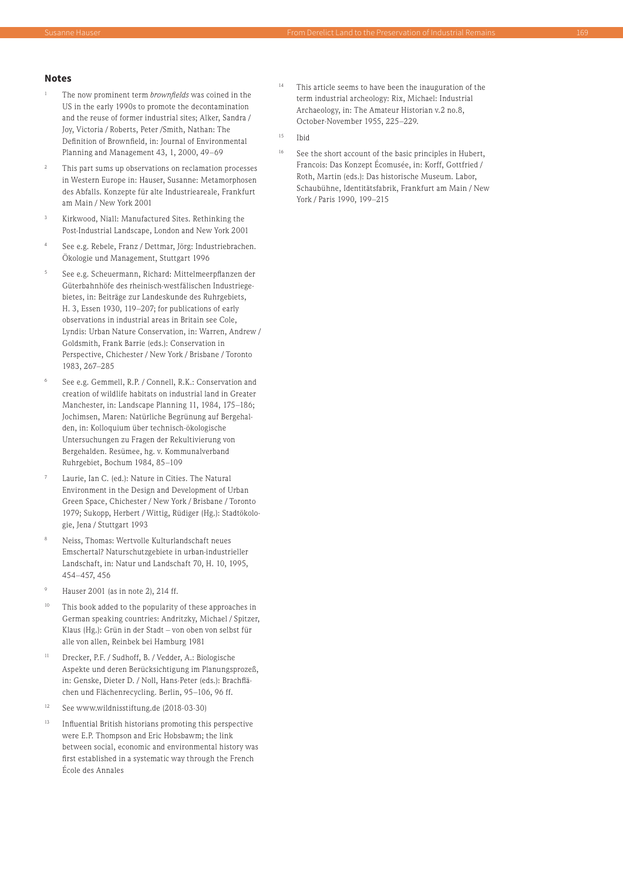## Notes

1. The now prominent term *brownfields* was coined in the US in the early 1990s to promote the decontamination and the reuse of former industrial sites; Alker, Sandra / Joy, Victoria / Roberts, Peter /Smith, Nathan: The Definition of Brownfield, in: Journal of Environmental Planning and Management 43, 1, 2000, 49–69
2. This part sums up observations on reclamation processes in Western Europe in: Hauser, Susanne: Metamorphosen des Abfalls. Konzepte für alte Industrieareale, Frankfurt am Main / New York 2001
3. Kirkwood, Niall: Manufactured Sites. Rethinking the Post-Industrial Landscape, London and New York 2001
4. See e.g. Rebele, Franz / Dettmar, Jörg: Industriebrachen. Ökologie und Management, Stuttgart 1996
5. See e.g. Scheuermann, Richard: Mittelmeerpflanzen der Güterbahnhöfe des rheinisch-westfälischen Industriegebietes, in: Beiträge zur Landeskunde des Ruhrgebiets, H. 3, Essen 1930, 119–207; for publications of early observations in industrial areas in Britain see Cole, Lyndis: Urban Nature Conservation, in: Warren, Andrew / Goldsmith, Frank Barrie (eds.): Conservation in Perspective, Chichester / New York / Brisbane / Toronto 1983, 267–285
6. See e.g. Gemmell, R.P. / Connell, R.K.: Conservation and creation of wildlife habitats on industrial land in Greater Manchester, in: Landscape Planning 11, 1984, 175–186; Jochimsen, Maren: Natürliche Begrünung auf Bergehalden, in: Kolloquium über technisch-ökologische Untersuchungen zu Fragen der Rekultivierung von Bergehalden. Resümee, hg. v. Kommunalverband Ruhrgebiet, Bochum 1984, 85–109
7. Laurie, Ian C. (ed.): Nature in Cities. The Natural Environment in the Design and Development of Urban Green Space, Chichester / New York / Brisbane / Toronto 1979; Sukopp, Herbert / Wittig, Rüdiger (Hg.): Stadtökologie, Jena / Stuttgart 1993
8. Neiss, Thomas: Wertvolle Kulturlandschaft neues Emschertal? Naturschutzgebiete in urban-industrieller Landschaft, in: Natur und Landschaft 70, H. 10, 1995, 454–457, 456
9. Hauser 2001 (as in note 2), 214 ff.
10. This book added to the popularity of these approaches in German speaking countries: Andritzky, Michael / Spitzer, Klaus (Hg.): Grün in der Stadt – von oben von selbst für alle von allen, Reinbek bei Hamburg 1981
11. Drecker, P.F. / Sudhoff, B. / Vedder, A.: Biologische Aspekte und deren Berücksichtigung im Planungsprozeß, in: Genske, Dieter D. / Noll, Hans-Peter (eds.): Brachflächen und Flächenrecycling. Berlin, 95–106, 96 ff.
12. See www.wildnisstiftung.de (2018-03-30)
13. Influential British historians promoting this perspective were E.P. Thompson and Eric Hobsbawm; the link between social, economic and environmental history was first established in a systematic way through the French École des Annales
14. This article seems to have been the inauguration of the term industrial archeology: Rix, Michael: Industrial Archaeology, in: The Amateur Historian v.2 no.8, October-November 1955, 225–229.
15. Ibid
16. See the short account of the basic principles in Hubert, Francois: Das Konzept Écomusée, in: Korff, Gottfried / Roth, Martin (eds.): Das historische Museum. Labor, Schaubühne, Identitätsfabrik, Frankfurt am Main / New York / Paris 1990, 199–215